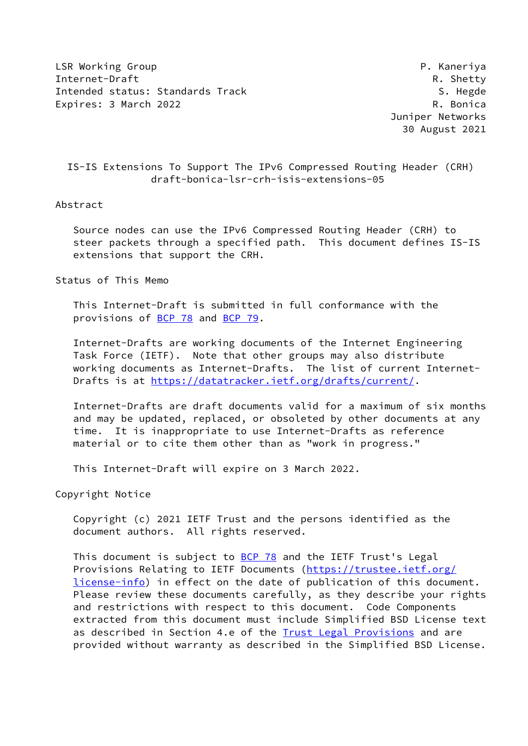LSR Working Group P. Kaneriya
Internet-Draft R. Shetty
Intended status: Standards Track S. Hegde
Expires: 3 March 2022 R. Bonica
Juniper Networks
30 August 2021

# IS-IS Extensions To Support The IPv6 Compressed Routing Header (CRH)
draft-bonica-lsr-crh-isis-extensions-05

## Abstract

Source nodes can use the IPv6 Compressed Routing Header (CRH) to steer packets through a specified path. This document defines IS-IS extensions that support the CRH.

## Status of This Memo

This Internet-Draft is submitted in full conformance with the provisions of BCP 78 and BCP 79.

Internet-Drafts are working documents of the Internet Engineering Task Force (IETF). Note that other groups may also distribute working documents as Internet-Drafts. The list of current Internet-Drafts is at https://datatracker.ietf.org/drafts/current/.

Internet-Drafts are draft documents valid for a maximum of six months and may be updated, replaced, or obsoleted by other documents at any time. It is inappropriate to use Internet-Drafts as reference material or to cite them other than as "work in progress."

This Internet-Draft will expire on 3 March 2022.

## Copyright Notice

Copyright (c) 2021 IETF Trust and the persons identified as the document authors. All rights reserved.

This document is subject to BCP 78 and the IETF Trust's Legal Provisions Relating to IETF Documents (https://trustee.ietf.org/license-info) in effect on the date of publication of this document. Please review these documents carefully, as they describe your rights and restrictions with respect to this document. Code Components extracted from this document must include Simplified BSD License text as described in Section 4.e of the Trust Legal Provisions and are provided without warranty as described in the Simplified BSD License.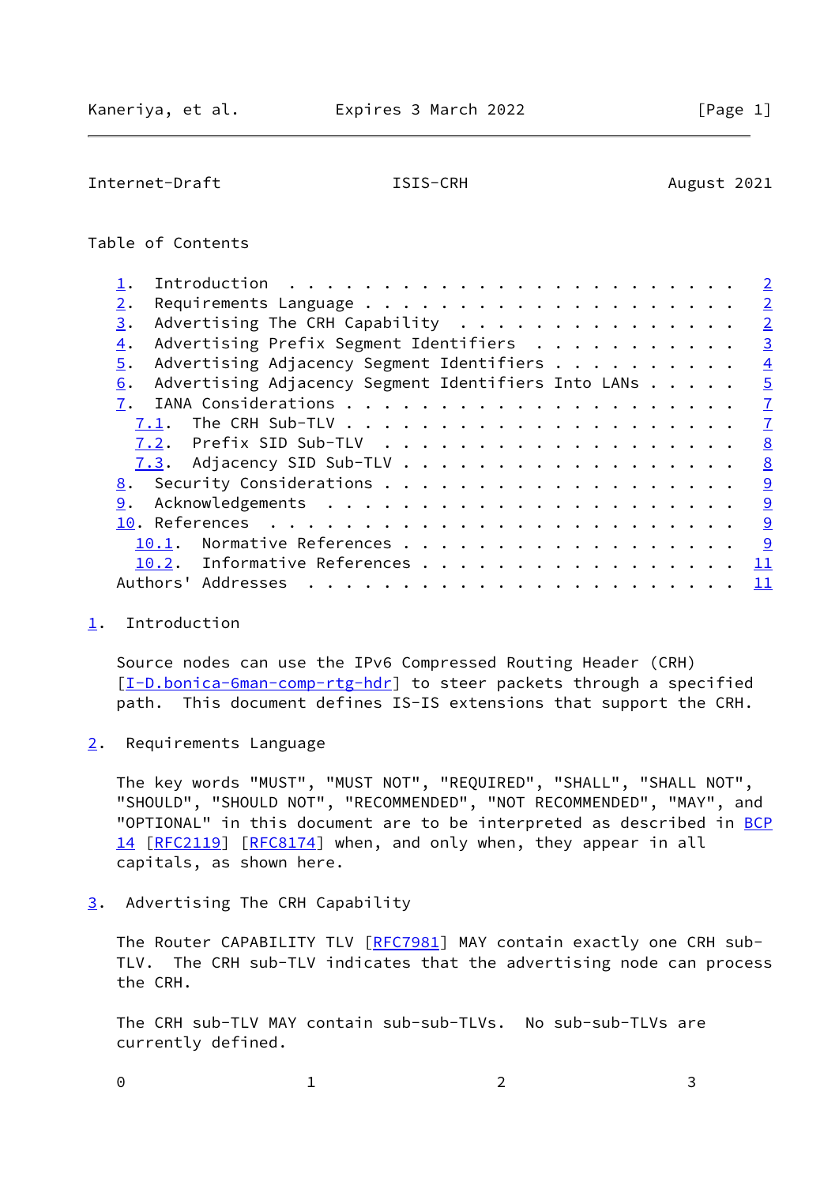Table of Contents

1. Introduction . . . . . . . . . . . . . . . . . . . . . . . . 2
2. Requirements Language . . . . . . . . . . . . . . . . . . . . 2
3. Advertising The CRH Capability . . . . . . . . . . . . . . . 2
4. Advertising Prefix Segment Identifiers . . . . . . . . . . . 3
5. Advertising Adjacency Segment Identifiers . . . . . . . . . 4
6. Advertising Adjacency Segment Identifiers Into LANs . . . . . 5
7. IANA Considerations . . . . . . . . . . . . . . . . . . . . . 7
   7.1. The CRH Sub-TLV . . . . . . . . . . . . . . . . . . . . . 7
   7.2. Prefix SID Sub-TLV . . . . . . . . . . . . . . . . . . . 8
   7.3. Adjacency SID Sub-TLV . . . . . . . . . . . . . . . . . . 8
8. Security Considerations . . . . . . . . . . . . . . . . . . . 9
9. Acknowledgements . . . . . . . . . . . . . . . . . . . . . . 9
10. References . . . . . . . . . . . . . . . . . . . . . . . . . 9
   10.1. Normative References . . . . . . . . . . . . . . . . . . 9
   10.2. Informative References . . . . . . . . . . . . . . . . . 11
Authors' Addresses . . . . . . . . . . . . . . . . . . . . . . . 11

## 1. Introduction

Source nodes can use the IPv6 Compressed Routing Header (CRH) [I-D.bonica-6man-comp-rtg-hdr] to steer packets through a specified path. This document defines IS-IS extensions that support the CRH.

## 2. Requirements Language

The key words "MUST", "MUST NOT", "REQUIRED", "SHALL", "SHALL NOT", "SHOULD", "SHOULD NOT", "RECOMMENDED", "NOT RECOMMENDED", "MAY", and "OPTIONAL" in this document are to be interpreted as described in BCP 14 [RFC2119] [RFC8174] when, and only when, they appear in all capitals, as shown here.

## 3. Advertising The CRH Capability

The Router CAPABILITY TLV [RFC7981] MAY contain exactly one CRH sub-TLV. The CRH sub-TLV indicates that the advertising node can process the CRH.

The CRH sub-TLV MAY contain sub-sub-TLVs. No sub-sub-TLVs are currently defined.

```
 0                   1                   2                   3
```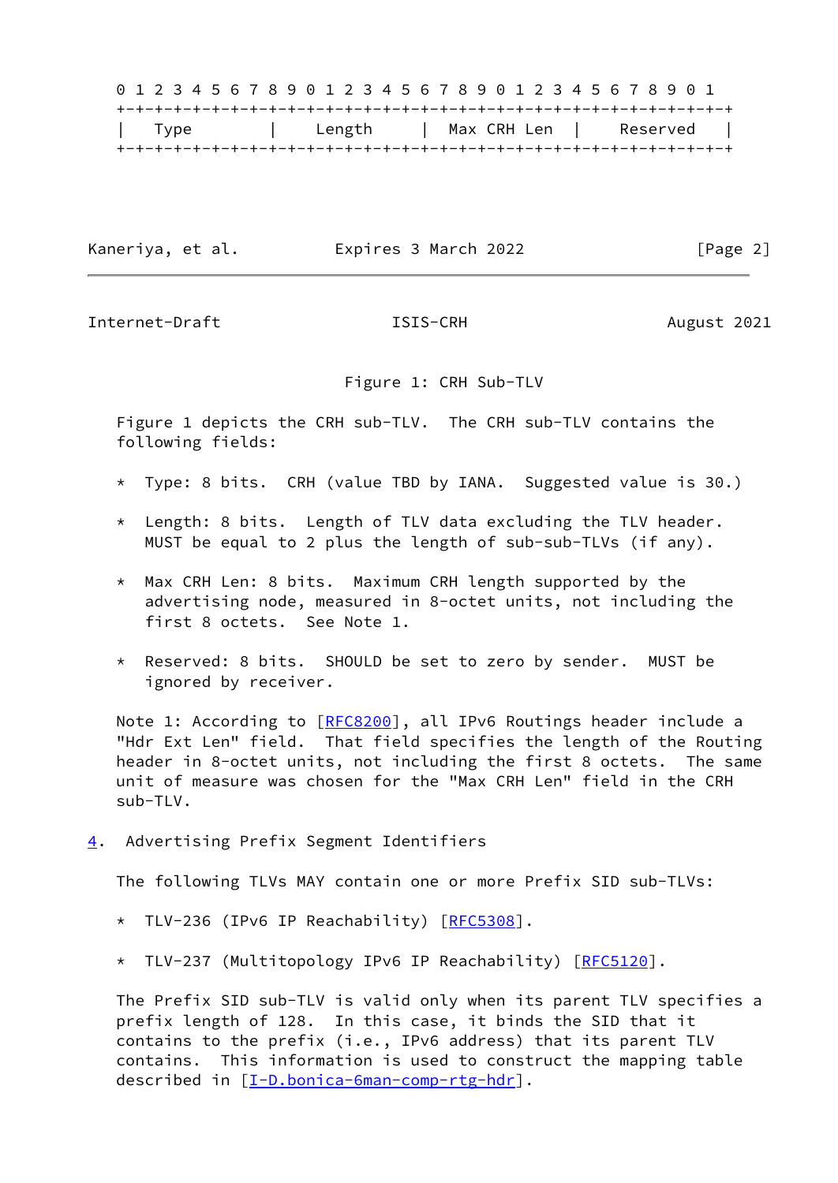```
 0                   1                   2                   3
 0 1 2 3 4 5 6 7 8 9 0 1 2 3 4 5 6 7 8 9 0 1 2 3 4 5 6 7 8 9 0 1
+-+-+-+-+-+-+-+-+-+-+-+-+-+-+-+-+-+-+-+-+-+-+-+-+-+-+-+-+-+-+-+-+
|   Type        |     Length    |  Max CRH Len  |     Reserved   |
+-+-+-+-+-+-+-+-+-+-+-+-+-+-+-+-+-+-+-+-+-+-+-+-+-+-+-+-+-+-+-+-+
```

Figure 1: CRH Sub-TLV

Figure 1 depicts the CRH sub-TLV. The CRH sub-TLV contains the following fields:

* Type: 8 bits. CRH (value TBD by IANA. Suggested value is 30.)

* Length: 8 bits. Length of TLV data excluding the TLV header. MUST be equal to 2 plus the length of sub-sub-TLVs (if any).

* Max CRH Len: 8 bits. Maximum CRH length supported by the advertising node, measured in 8-octet units, not including the first 8 octets. See Note 1.

* Reserved: 8 bits. SHOULD be set to zero by sender. MUST be ignored by receiver.

Note 1: According to [RFC8200], all IPv6 Routings header include a "Hdr Ext Len" field. That field specifies the length of the Routing header in 8-octet units, not including the first 8 octets. The same unit of measure was chosen for the "Max CRH Len" field in the CRH sub-TLV.

## 4. Advertising Prefix Segment Identifiers

The following TLVs MAY contain one or more Prefix SID sub-TLVs:

* TLV-236 (IPv6 IP Reachability) [RFC5308].

* TLV-237 (Multitopology IPv6 IP Reachability) [RFC5120].

The Prefix SID sub-TLV is valid only when its parent TLV specifies a prefix length of 128. In this case, it binds the SID that it contains to the prefix (i.e., IPv6 address) that its parent TLV contains. This information is used to construct the mapping table described in [I-D.bonica-6man-comp-rtg-hdr].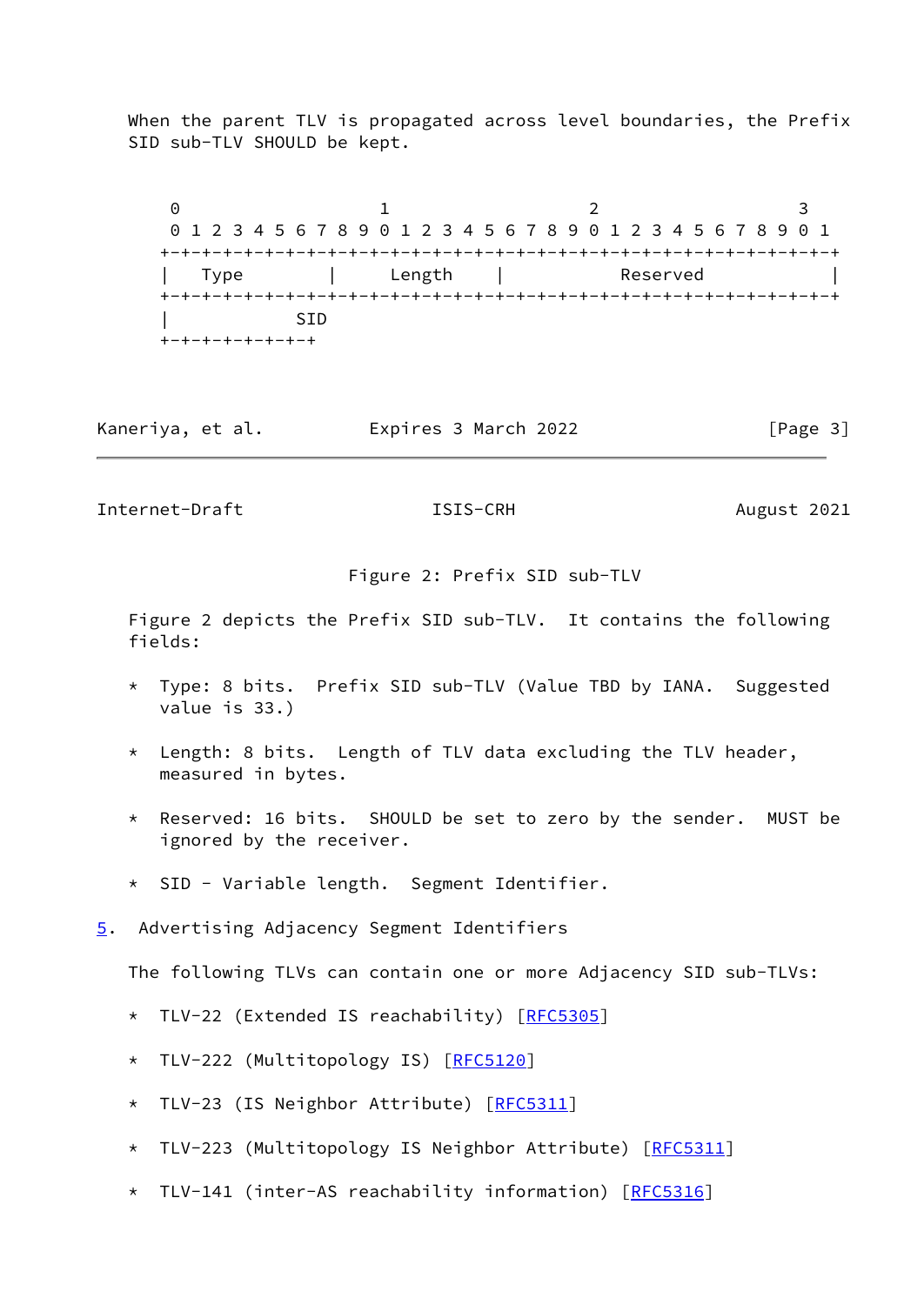When the parent TLV is propagated across level boundaries, the Prefix SID sub-TLV SHOULD be kept.

```
 0                   1                   2                   3
 0 1 2 3 4 5 6 7 8 9 0 1 2 3 4 5 6 7 8 9 0 1 2 3 4 5 6 7 8 9 0 1
+-+-+-+-+-+-+-+-+-+-+-+-+-+-+-+-+-+-+-+-+-+-+-+-+-+-+-+-+-+-+-+-+
|   Type        |     Length    |           Reserved            |
+-+-+-+-+-+-+-+-+-+-+-+-+-+-+-+-+-+-+-+-+-+-+-+-+-+-+-+-+-+-+-+-+
|           SID
+-+-+-+-+-+-+-+-+
```

Figure 2: Prefix SID sub-TLV

Figure 2 depicts the Prefix SID sub-TLV. It contains the following fields:

* Type: 8 bits. Prefix SID sub-TLV (Value TBD by IANA. Suggested value is 33.)
* Length: 8 bits. Length of TLV data excluding the TLV header, measured in bytes.
* Reserved: 16 bits. SHOULD be set to zero by the sender. MUST be ignored by the receiver.
* SID - Variable length. Segment Identifier.

## 5. Advertising Adjacency Segment Identifiers

The following TLVs can contain one or more Adjacency SID sub-TLVs:

* TLV-22 (Extended IS reachability) [RFC5305]
* TLV-222 (Multitopology IS) [RFC5120]
* TLV-23 (IS Neighbor Attribute) [RFC5311]
* TLV-223 (Multitopology IS Neighbor Attribute) [RFC5311]
* TLV-141 (inter-AS reachability information) [RFC5316]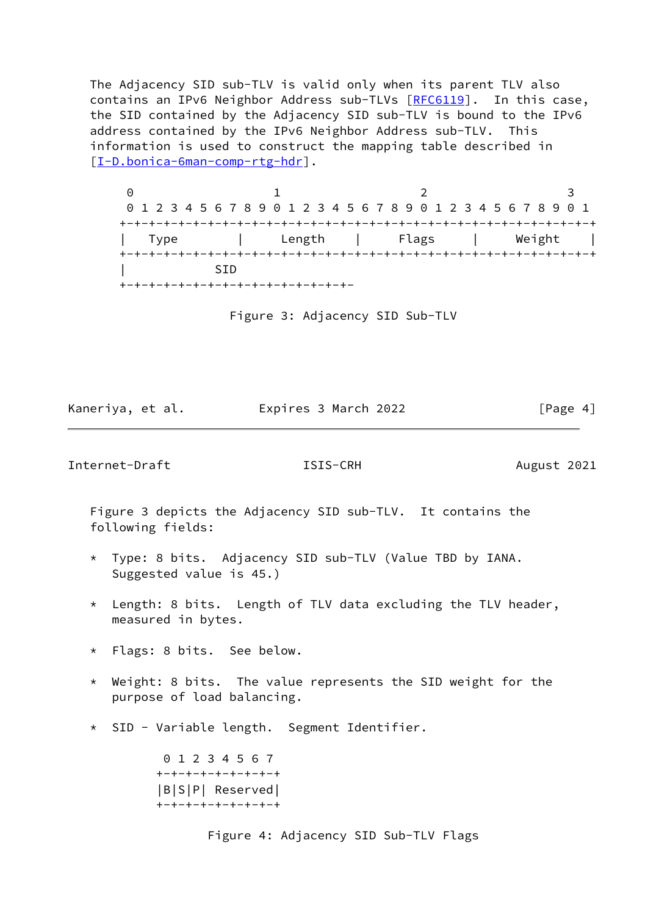The Adjacency SID sub-TLV is valid only when its parent TLV also contains an IPv6 Neighbor Address sub-TLVs [RFC6119]. In this case, the SID contained by the Adjacency SID sub-TLV is bound to the IPv6 address contained by the IPv6 Neighbor Address sub-TLV. This information is used to construct the mapping table described in [I-D.bonica-6man-comp-rtg-hdr].

```
 0                   1                   2                   3
 0 1 2 3 4 5 6 7 8 9 0 1 2 3 4 5 6 7 8 9 0 1 2 3 4 5 6 7 8 9 0 1
+-+-+-+-+-+-+-+-+-+-+-+-+-+-+-+-+-+-+-+-+-+-+-+-+-+-+-+-+-+-+-+-+
|   Type        |      Length   |      Flags    |     Weight    |
+-+-+-+-+-+-+-+-+-+-+-+-+-+-+-+-+-+-+-+-+-+-+-+-+-+-+-+-+-+-+-+-+
|            SID
+-+-+-+-+-+-+-+-+-+-+-+-+-+-+-+-
```

Figure 3: Adjacency SID Sub-TLV

Figure 3 depicts the Adjacency SID sub-TLV. It contains the following fields:

* Type: 8 bits. Adjacency SID sub-TLV (Value TBD by IANA. Suggested value is 45.)

* Length: 8 bits. Length of TLV data excluding the TLV header, measured in bytes.

* Flags: 8 bits. See below.

* Weight: 8 bits. The value represents the SID weight for the purpose of load balancing.

* SID - Variable length. Segment Identifier.

```
 0 1 2 3 4 5 6 7
+-+-+-+-+-+-+-+-+
|B|S|P| Reserved|
+-+-+-+-+-+-+-+-+
```

Figure 4: Adjacency SID Sub-TLV Flags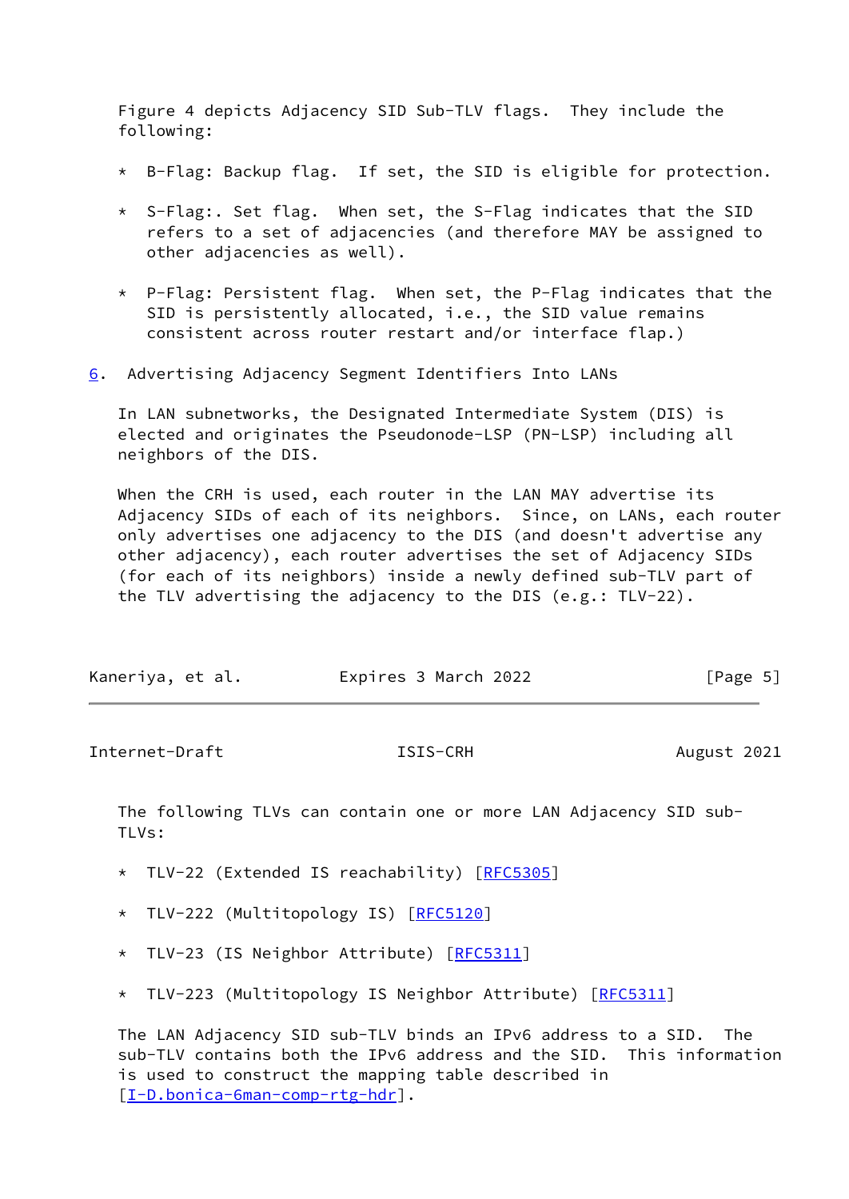Figure 4 depicts Adjacency SID Sub-TLV flags. They include the following:

* B-Flag: Backup flag. If set, the SID is eligible for protection.

* S-Flag:. Set flag. When set, the S-Flag indicates that the SID refers to a set of adjacencies (and therefore MAY be assigned to other adjacencies as well).

* P-Flag: Persistent flag. When set, the P-Flag indicates that the SID is persistently allocated, i.e., the SID value remains consistent across router restart and/or interface flap.)

## 6. Advertising Adjacency Segment Identifiers Into LANs

In LAN subnetworks, the Designated Intermediate System (DIS) is elected and originates the Pseudonode-LSP (PN-LSP) including all neighbors of the DIS.

When the CRH is used, each router in the LAN MAY advertise its Adjacency SIDs of each of its neighbors. Since, on LANs, each router only advertises one adjacency to the DIS (and doesn't advertise any other adjacency), each router advertises the set of Adjacency SIDs (for each of its neighbors) inside a newly defined sub-TLV part of the TLV advertising the adjacency to the DIS (e.g.: TLV-22).

The following TLVs can contain one or more LAN Adjacency SID sub-TLVs:

* TLV-22 (Extended IS reachability) [RFC5305]

* TLV-222 (Multitopology IS) [RFC5120]

* TLV-23 (IS Neighbor Attribute) [RFC5311]

* TLV-223 (Multitopology IS Neighbor Attribute) [RFC5311]

The LAN Adjacency SID sub-TLV binds an IPv6 address to a SID. The sub-TLV contains both the IPv6 address and the SID. This information is used to construct the mapping table described in [I-D.bonica-6man-comp-rtg-hdr].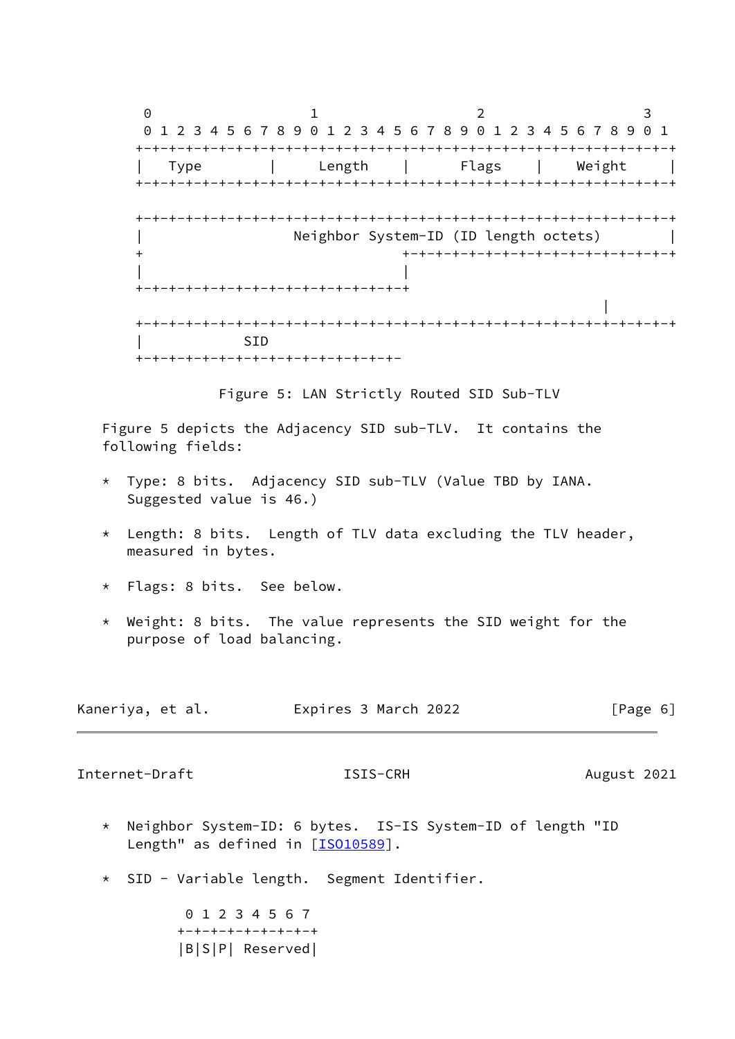```
 0                   1                   2                   3
 0 1 2 3 4 5 6 7 8 9 0 1 2 3 4 5 6 7 8 9 0 1 2 3 4 5 6 7 8 9 0 1
+-+-+-+-+-+-+-+-+-+-+-+-+-+-+-+-+-+-+-+-+-+-+-+-+-+-+-+-+-+-+-+-+
|  Type         |     Length    |      Flags    |    Weight     |
+-+-+-+-+-+-+-+-+-+-+-+-+-+-+-+-+-+-+-+-+-+-+-+-+-+-+-+-+-+-+-+-+

+-+-+-+-+-+-+-+-+-+-+-+-+-+-+-+-+-+-+-+-+-+-+-+-+-+-+-+-+-+-+-+-+
|                 Neighbor System-ID (ID length octets)           |
+                               +-+-+-+-+-+-+-+-+-+-+-+-+-+-+-+-+-+
|                               |
+-+-+-+-+-+-+-+-+-+-+-+-+-+-+-+-+
                                                        |
+-+-+-+-+-+-+-+-+-+-+-+-+-+-+-+-+-+-+-+-+-+-+-+-+-+-+-+-+-+-+-+-+
|           SID
+-+-+-+-+-+-+-+-+-+-+-+-+-+-+-+-
```

Figure 5: LAN Strictly Routed SID Sub-TLV

Figure 5 depicts the Adjacency SID sub-TLV. It contains the following fields:

* Type: 8 bits. Adjacency SID sub-TLV (Value TBD by IANA. Suggested value is 46.)

* Length: 8 bits. Length of TLV data excluding the TLV header, measured in bytes.

* Flags: 8 bits. See below.

* Weight: 8 bits. The value represents the SID weight for the purpose of load balancing.

* Neighbor System-ID: 6 bytes. IS-IS System-ID of length "ID Length" as defined in [ISO10589].

* SID - Variable length. Segment Identifier.

```
 0 1 2 3 4 5 6 7
+-+-+-+-+-+-+-+-+
|B|S|P| Reserved|
```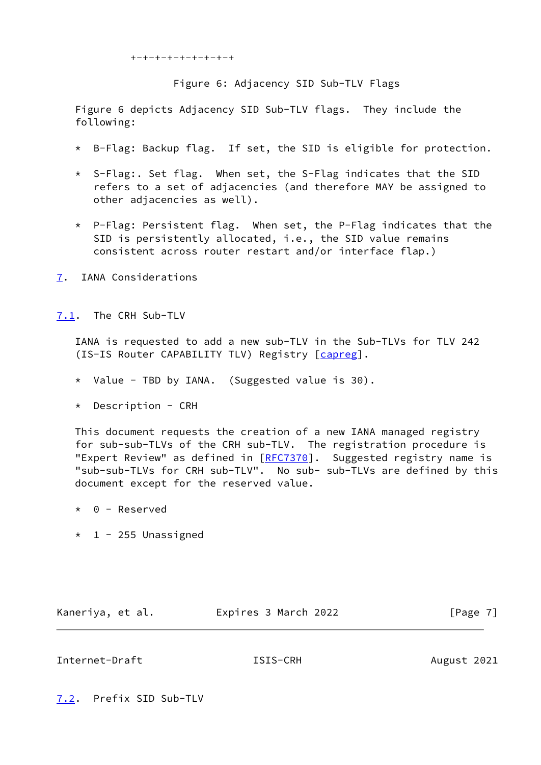```
+-+-+-+-+-+-+-+-+
```

Figure 6: Adjacency SID Sub-TLV Flags

Figure 6 depicts Adjacency SID Sub-TLV flags. They include the following:

* B-Flag: Backup flag. If set, the SID is eligible for protection.

* S-Flag:. Set flag. When set, the S-Flag indicates that the SID refers to a set of adjacencies (and therefore MAY be assigned to other adjacencies as well).

* P-Flag: Persistent flag. When set, the P-Flag indicates that the SID is persistently allocated, i.e., the SID value remains consistent across router restart and/or interface flap.)

## 7. IANA Considerations

### 7.1. The CRH Sub-TLV

IANA is requested to add a new sub-TLV in the Sub-TLVs for TLV 242 (IS-IS Router CAPABILITY TLV) Registry [capreg].

* Value - TBD by IANA. (Suggested value is 30).

* Description - CRH

This document requests the creation of a new IANA managed registry for sub-sub-TLVs of the CRH sub-TLV. The registration procedure is "Expert Review" as defined in [RFC7370]. Suggested registry name is "sub-sub-TLVs for CRH sub-TLV". No sub- sub-TLVs are defined by this document except for the reserved value.

* 0 - Reserved

* 1 - 255 Unassigned

### 7.2. Prefix SID Sub-TLV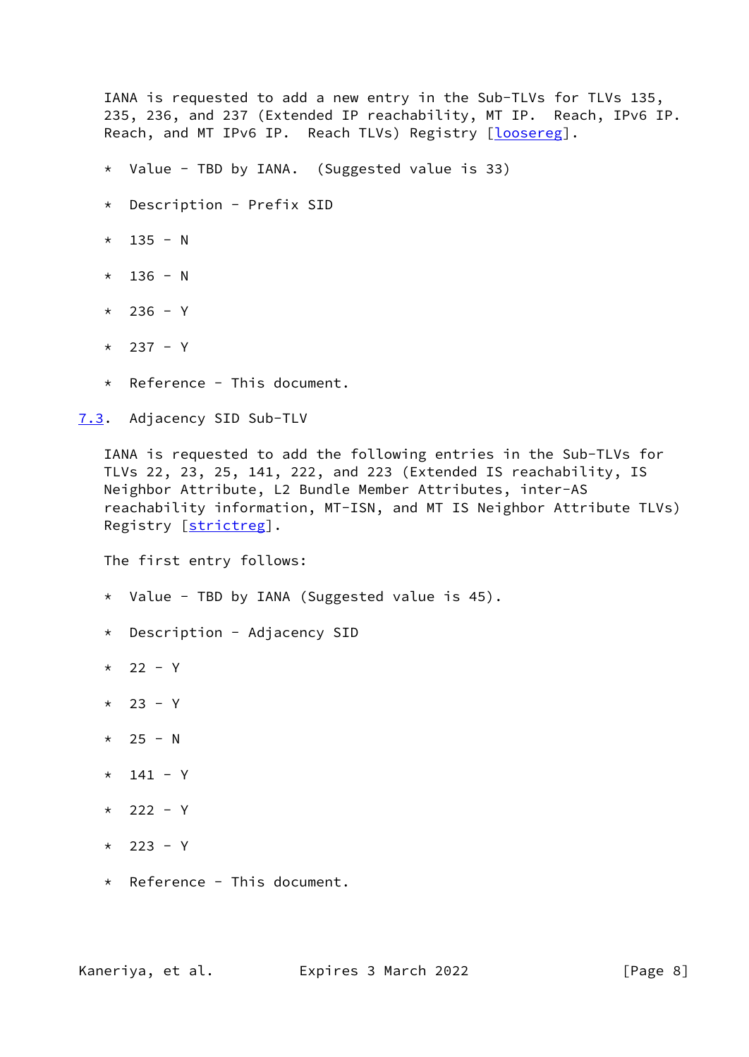IANA is requested to add a new entry in the Sub-TLVs for TLVs 135, 235, 236, and 237 (Extended IP reachability, MT IP. Reach, IPv6 IP. Reach, and MT IPv6 IP. Reach TLVs) Registry [loosereg].

* Value - TBD by IANA. (Suggested value is 33)
* Description - Prefix SID
* 135 - N
* 136 - N
* 236 - Y
* 237 - Y
* Reference - This document.

### 7.3. Adjacency SID Sub-TLV

IANA is requested to add the following entries in the Sub-TLVs for TLVs 22, 23, 25, 141, 222, and 223 (Extended IS reachability, IS Neighbor Attribute, L2 Bundle Member Attributes, inter-AS reachability information, MT-ISN, and MT IS Neighbor Attribute TLVs) Registry [strictreg].

The first entry follows:

* Value - TBD by IANA (Suggested value is 45).
* Description - Adjacency SID
* 22 - Y
* 23 - Y
* 25 - N
* 141 - Y
* 222 - Y
* 223 - Y
* Reference - This document.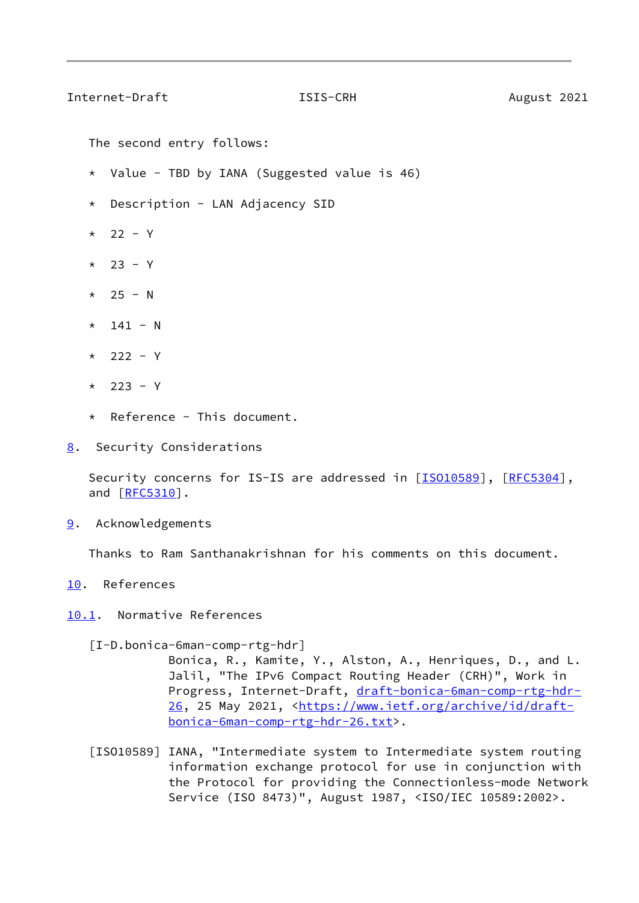The second entry follows:

* Value - TBD by IANA (Suggested value is 46)
* Description - LAN Adjacency SID
* 22 - Y
* 23 - Y
* 25 - N
* 141 - N
* 222 - Y
* 223 - Y
* Reference - This document.

## 8. Security Considerations

Security concerns for IS-IS are addressed in [ISO10589], [RFC5304], and [RFC5310].

## 9. Acknowledgements

Thanks to Ram Santhanakrishnan for his comments on this document.

## 10. References

### 10.1. Normative References

[I-D.bonica-6man-comp-rtg-hdr]
Bonica, R., Kamite, Y., Alston, A., Henriques, D., and L. Jalil, "The IPv6 Compact Routing Header (CRH)", Work in Progress, Internet-Draft, draft-bonica-6man-comp-rtg-hdr-26, 25 May 2021, <https://www.ietf.org/archive/id/draft-bonica-6man-comp-rtg-hdr-26.txt>.

[ISO10589] IANA, "Intermediate system to Intermediate system routing information exchange protocol for use in conjunction with the Protocol for providing the Connectionless-mode Network Service (ISO 8473)", August 1987, <ISO/IEC 10589:2002>.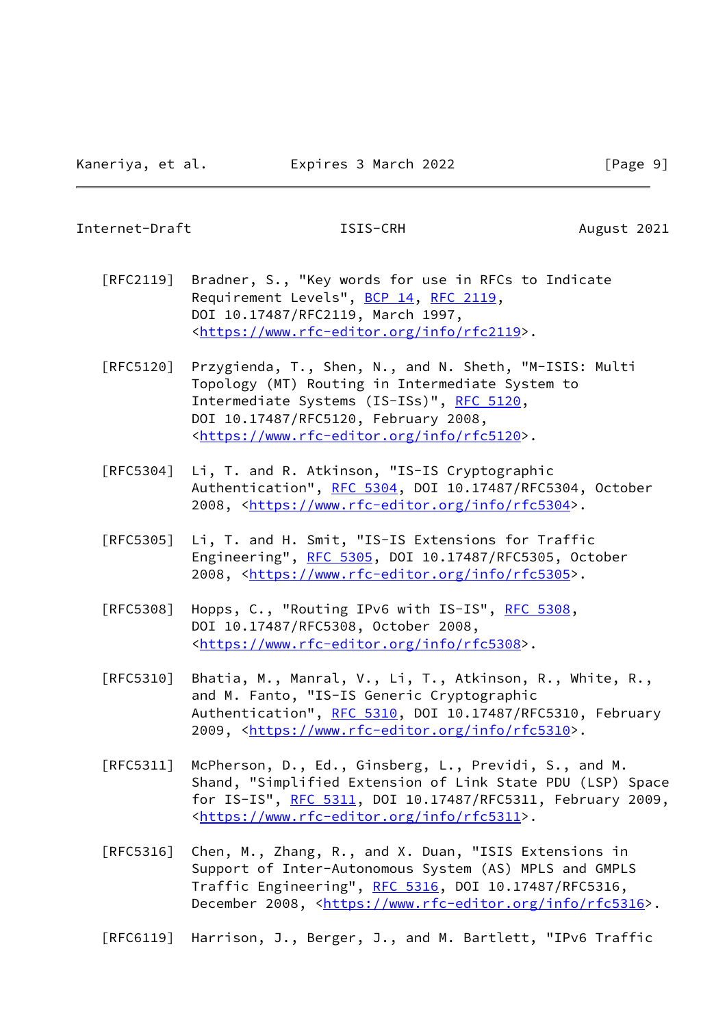[RFC2119] Bradner, S., "Key words for use in RFCs to Indicate Requirement Levels", BCP 14, RFC 2119, DOI 10.17487/RFC2119, March 1997, <https://www.rfc-editor.org/info/rfc2119>.

[RFC5120] Przygienda, T., Shen, N., and N. Sheth, "M-ISIS: Multi Topology (MT) Routing in Intermediate System to Intermediate Systems (IS-ISs)", RFC 5120, DOI 10.17487/RFC5120, February 2008, <https://www.rfc-editor.org/info/rfc5120>.

[RFC5304] Li, T. and R. Atkinson, "IS-IS Cryptographic Authentication", RFC 5304, DOI 10.17487/RFC5304, October 2008, <https://www.rfc-editor.org/info/rfc5304>.

[RFC5305] Li, T. and H. Smit, "IS-IS Extensions for Traffic Engineering", RFC 5305, DOI 10.17487/RFC5305, October 2008, <https://www.rfc-editor.org/info/rfc5305>.

[RFC5308] Hopps, C., "Routing IPv6 with IS-IS", RFC 5308, DOI 10.17487/RFC5308, October 2008, <https://www.rfc-editor.org/info/rfc5308>.

[RFC5310] Bhatia, M., Manral, V., Li, T., Atkinson, R., White, R., and M. Fanto, "IS-IS Generic Cryptographic Authentication", RFC 5310, DOI 10.17487/RFC5310, February 2009, <https://www.rfc-editor.org/info/rfc5310>.

[RFC5311] McPherson, D., Ed., Ginsberg, L., Previdi, S., and M. Shand, "Simplified Extension of Link State PDU (LSP) Space for IS-IS", RFC 5311, DOI 10.17487/RFC5311, February 2009, <https://www.rfc-editor.org/info/rfc5311>.

[RFC5316] Chen, M., Zhang, R., and X. Duan, "ISIS Extensions in Support of Inter-Autonomous System (AS) MPLS and GMPLS Traffic Engineering", RFC 5316, DOI 10.17487/RFC5316, December 2008, <https://www.rfc-editor.org/info/rfc5316>.

[RFC6119] Harrison, J., Berger, J., and M. Bartlett, "IPv6 Traffic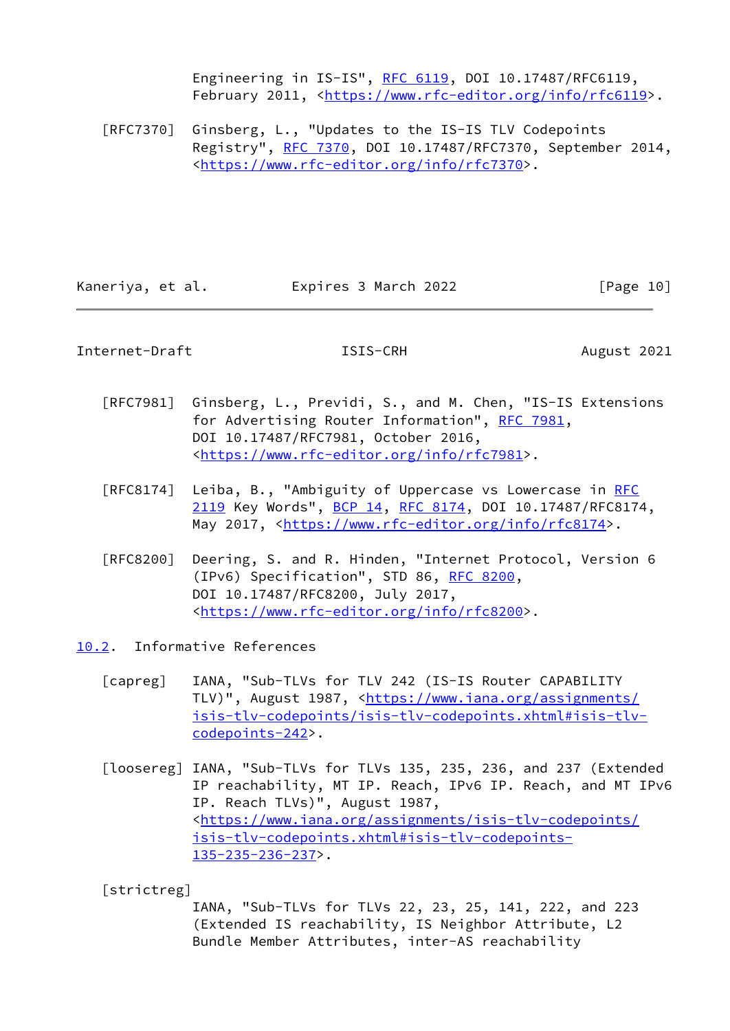Engineering in IS-IS", RFC 6119, DOI 10.17487/RFC6119, February 2011, <https://www.rfc-editor.org/info/rfc6119>.

[RFC7370] Ginsberg, L., "Updates to the IS-IS TLV Codepoints Registry", RFC 7370, DOI 10.17487/RFC7370, September 2014, <https://www.rfc-editor.org/info/rfc7370>.

[RFC7981] Ginsberg, L., Previdi, S., and M. Chen, "IS-IS Extensions for Advertising Router Information", RFC 7981, DOI 10.17487/RFC7981, October 2016, <https://www.rfc-editor.org/info/rfc7981>.

[RFC8174] Leiba, B., "Ambiguity of Uppercase vs Lowercase in RFC 2119 Key Words", BCP 14, RFC 8174, DOI 10.17487/RFC8174, May 2017, <https://www.rfc-editor.org/info/rfc8174>.

[RFC8200] Deering, S. and R. Hinden, "Internet Protocol, Version 6 (IPv6) Specification", STD 86, RFC 8200, DOI 10.17487/RFC8200, July 2017, <https://www.rfc-editor.org/info/rfc8200>.

### 10.2. Informative References

[capreg] IANA, "Sub-TLVs for TLV 242 (IS-IS Router CAPABILITY TLV)", August 1987, <https://www.iana.org/assignments/isis-tlv-codepoints/isis-tlv-codepoints.xhtml#isis-tlv-codepoints-242>.

[loosereg] IANA, "Sub-TLVs for TLVs 135, 235, 236, and 237 (Extended IP reachability, MT IP. Reach, IPv6 IP. Reach, and MT IPv6 IP. Reach TLVs)", August 1987, <https://www.iana.org/assignments/isis-tlv-codepoints/isis-tlv-codepoints.xhtml#isis-tlv-codepoints-135-235-236-237>.

[strictreg]
IANA, "Sub-TLVs for TLVs 22, 23, 25, 141, 222, and 223 (Extended IS reachability, IS Neighbor Attribute, L2 Bundle Member Attributes, inter-AS reachability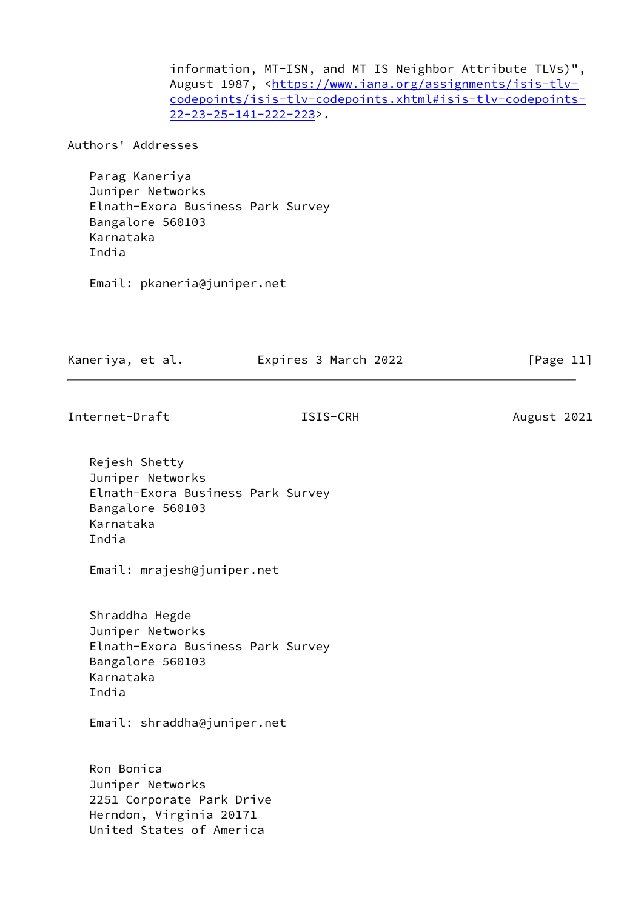information, MT-ISN, and MT IS Neighbor Attribute TLVs)", August 1987, <https://www.iana.org/assignments/isis-tlv-codepoints/isis-tlv-codepoints.xhtml#isis-tlv-codepoints-22-23-25-141-222-223>.

## Authors' Addresses

Parag Kaneriya
Juniper Networks
Elnath-Exora Business Park Survey
Bangalore 560103
Karnataka
India

Email: pkaneria@juniper.net

Rejesh Shetty
Juniper Networks
Elnath-Exora Business Park Survey
Bangalore 560103
Karnataka
India

Email: mrajesh@juniper.net

Shraddha Hegde
Juniper Networks
Elnath-Exora Business Park Survey
Bangalore 560103
Karnataka
India

Email: shraddha@juniper.net

Ron Bonica
Juniper Networks
2251 Corporate Park Drive
Herndon, Virginia 20171
United States of America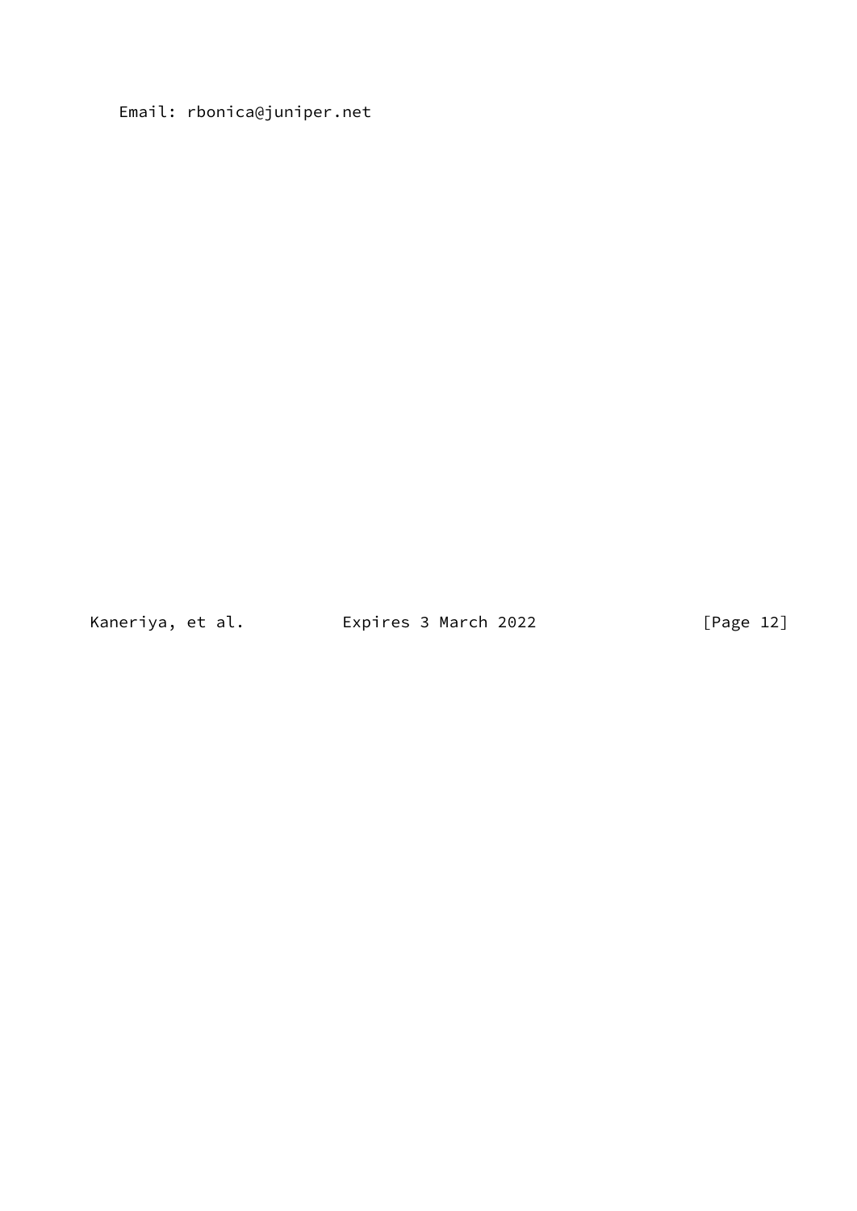Email: rbonica@juniper.net